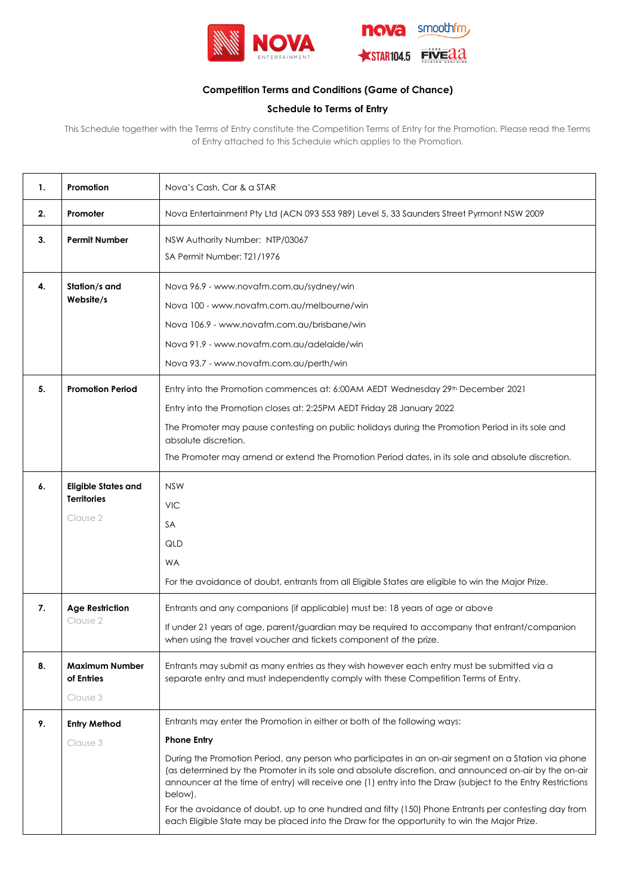**Competition Terms and Conditions (Game of Chance)**

**Schedule to Terms of Entry**

This Schedule together with the Terms of Entry constitute the Competition Terms of Entry for the Promotion. Please read the Terms of Entry attached to this Schedule which applies to the Promotion.

| | | |
|---|---|---|
| **1.** | **Promotion** | Nova's Cash, Car & a STAR |
| **2.** | **Promoter** | Nova Entertainment Pty Ltd (ACN 093 553 989) Level 5, 33 Saunders Street Pyrmont NSW 2009 |
| **3.** | **Permit Number** | NSW Authority Number: NTP/03067<br>SA Permit Number: T21/1976 |
| **4.** | **Station/s and Website/s** | Nova 96.9 - www.novafm.com.au/sydney/win<br>Nova 100 - www.novafm.com.au/melbourne/win<br>Nova 106.9 - www.novafm.com.au/brisbane/win<br>Nova 91.9 - www.novafm.com.au/adelaide/win<br>Nova 93.7 - www.novafm.com.au/perth/win |
| **5.** | **Promotion Period** | Entry into the Promotion commences at: 6:00AM AEDT Wednesday 29th December 2021<br>Entry into the Promotion closes at: 2:25PM AEDT Friday 28 January 2022<br>The Promoter may pause contesting on public holidays during the Promotion Period in its sole and absolute discretion.<br>The Promoter may amend or extend the Promotion Period dates, in its sole and absolute discretion. |
| **6.** | **Eligible States and Territories**<br>Clause 2 | NSW<br>VIC<br>SA<br>QLD<br>WA<br>For the avoidance of doubt, entrants from all Eligible States are eligible to win the Major Prize. |
| **7.** | **Age Restriction**<br>Clause 2 | Entrants and any companions (if applicable) must be: 18 years of age or above<br>If under 21 years of age, parent/guardian may be required to accompany that entrant/companion when using the travel voucher and tickets component of the prize. |
| **8.** | **Maximum Number of Entries**<br>Clause 3 | Entrants may submit as many entries as they wish however each entry must be submitted via a separate entry and must independently comply with these Competition Terms of Entry. |
| **9.** | **Entry Method**<br>Clause 3 | Entrants may enter the Promotion in either or both of the following ways:<br>**Phone Entry**<br>During the Promotion Period, any person who participates in an on-air segment on a Station via phone (as determined by the Promoter in its sole and absolute discretion, and announced on-air by the on-air announcer at the time of entry) will receive one (1) entry into the Draw (subject to the Entry Restrictions below).<br>For the avoidance of doubt, up to one hundred and fifty (150) Phone Entrants per contesting day from each Eligible State may be placed into the Draw for the opportunity to win the Major Prize. |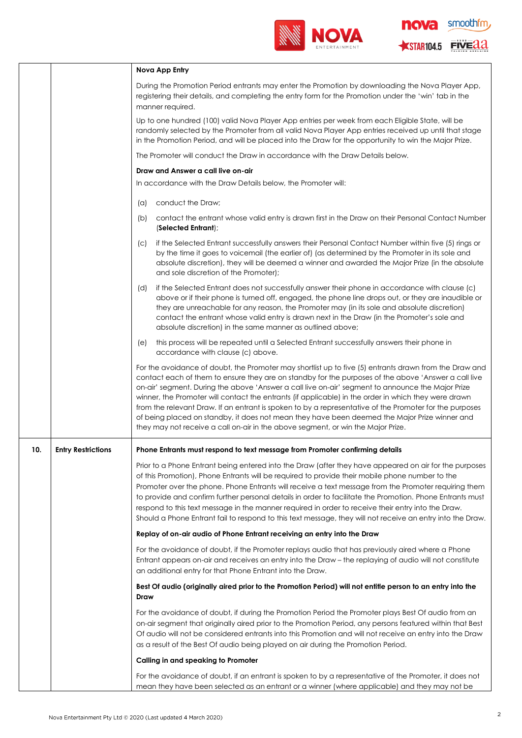| | | |
|---|---|---|
| | | **Nova App Entry**<br><br>During the Promotion Period entrants may enter the Promotion by downloading the Nova Player App, registering their details, and completing the entry form for the Promotion under the 'win' tab in the manner required.<br><br>Up to one hundred (100) valid Nova Player App entries per week from each Eligible State, will be randomly selected by the Promoter from all valid Nova Player App entries received up until that stage in the Promotion Period, and will be placed into the Draw for the opportunity to win the Major Prize.<br><br>The Promoter will conduct the Draw in accordance with the Draw Details below.<br><br>**Draw and Answer a call live on-air**<br><br>In accordance with the Draw Details below, the Promoter will:<br><br>(a) conduct the Draw;<br><br>(b) contact the entrant whose valid entry is drawn first in the Draw on their Personal Contact Number (**Selected Entrant**);<br><br>(c) if the Selected Entrant successfully answers their Personal Contact Number within five (5) rings or by the time it goes to voicemail (the earlier of) (as determined by the Promoter in its sole and absolute discretion), they will be deemed a winner and awarded the Major Prize (in the absolute and sole discretion of the Promoter);<br><br>(d) if the Selected Entrant does not successfully answer their phone in accordance with clause (c) above or if their phone is turned off, engaged, the phone line drops out, or they are inaudible or they are unreachable for any reason, the Promoter may (in its sole and absolute discretion) contact the entrant whose valid entry is drawn next in the Draw (in the Promoter's sole and absolute discretion) in the same manner as outlined above;<br><br>(e) this process will be repeated until a Selected Entrant successfully answers their phone in accordance with clause (c) above.<br><br>For the avoidance of doubt, the Promoter may shortlist up to five (5) entrants drawn from the Draw and contact each of them to ensure they are on standby for the purposes of the above 'Answer a call live on-air' segment. During the above 'Answer a call live on-air' segment to announce the Major Prize winner, the Promoter will contact the entrants (if applicable) in the order in which they were drawn from the relevant Draw. If an entrant is spoken to by a representative of the Promoter for the purposes of being placed on standby, it does not mean they have been deemed the Major Prize winner and they may not receive a call on-air in the above segment, or win the Major Prize. |
| **10.** | **Entry Restrictions** | **Phone Entrants must respond to text message from Promoter confirming details**<br><br>Prior to a Phone Entrant being entered into the Draw (after they have appeared on air for the purposes of this Promotion), Phone Entrants will be required to provide their mobile phone number to the Promoter over the phone. Phone Entrants will receive a text message from the Promoter requiring them to provide and confirm further personal details in order to facilitate the Promotion. Phone Entrants must respond to this text message in the manner required in order to receive their entry into the Draw. Should a Phone Entrant fail to respond to this text message, they will not receive an entry into the Draw.<br><br>**Replay of on-air audio of Phone Entrant receiving an entry into the Draw**<br><br>For the avoidance of doubt, if the Promoter replays audio that has previously aired where a Phone Entrant appears on-air and receives an entry into the Draw – the replaying of audio will not constitute an additional entry for that Phone Entrant into the Draw.<br><br>**Best Of audio (originally aired prior to the Promotion Period) will not entitle person to an entry into the Draw**<br><br>For the avoidance of doubt, if during the Promotion Period the Promoter plays Best Of audio from an on-air segment that originally aired prior to the Promotion Period, any persons featured within that Best Of audio will not be considered entrants into this Promotion and will not receive an entry into the Draw as a result of the Best Of audio being played on air during the Promotion Period.<br><br>**Calling in and speaking to Promoter**<br><br>For the avoidance of doubt, if an entrant is spoken to by a representative of the Promoter, it does not mean they have been selected as an entrant or a winner (where applicable) and they may not be |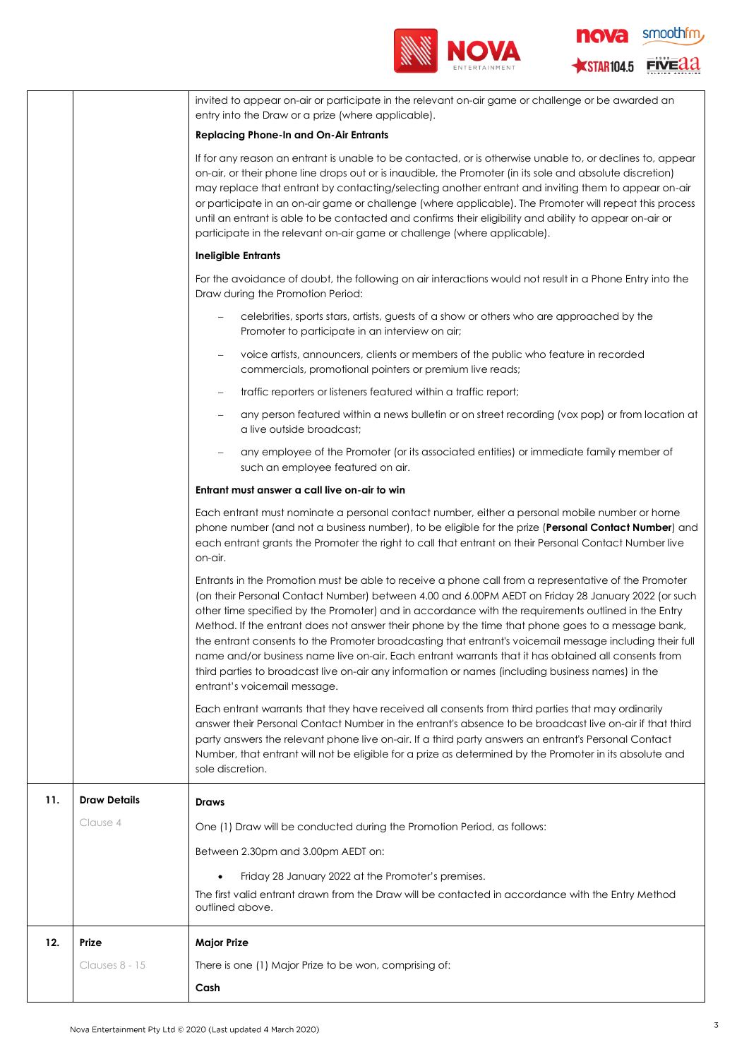| | | |
|---|---|---|
| | | invited to appear on-air or participate in the relevant on-air game or challenge or be awarded an entry into the Draw or a prize (where applicable).<br><br>**Replacing Phone-In and On-Air Entrants**<br><br>If for any reason an entrant is unable to be contacted, or is otherwise unable to, or declines to, appear on-air, or their phone line drops out or is inaudible, the Promoter (in its sole and absolute discretion) may replace that entrant by contacting/selecting another entrant and inviting them to appear on-air or participate in an on-air game or challenge (where applicable). The Promoter will repeat this process until an entrant is able to be contacted and confirms their eligibility and ability to appear on-air or participate in the relevant on-air game or challenge (where applicable).<br><br>**Ineligible Entrants**<br><br>For the avoidance of doubt, the following on air interactions would not result in a Phone Entry into the Draw during the Promotion Period:<br><br>– celebrities, sports stars, artists, guests of a show or others who are approached by the Promoter to participate in an interview on air;<br>– voice artists, announcers, clients or members of the public who feature in recorded commercials, promotional pointers or premium live reads;<br>– traffic reporters or listeners featured within a traffic report;<br>– any person featured within a news bulletin or on street recording (vox pop) or from location at a live outside broadcast;<br>– any employee of the Promoter (or its associated entities) or immediate family member of such an employee featured on air.<br><br>**Entrant must answer a call live on-air to win**<br><br>Each entrant must nominate a personal contact number, either a personal mobile number or home phone number (and not a business number), to be eligible for the prize (**Personal Contact Number**) and each entrant grants the Promoter the right to call that entrant on their Personal Contact Number live on-air.<br><br>Entrants in the Promotion must be able to receive a phone call from a representative of the Promoter (on their Personal Contact Number) between 4.00 and 6.00PM AEDT on Friday 28 January 2022 (or such other time specified by the Promoter) and in accordance with the requirements outlined in the Entry Method. If the entrant does not answer their phone by the time that phone goes to a message bank, the entrant consents to the Promoter broadcasting that entrant's voicemail message including their full name and/or business name live on-air. Each entrant warrants that it has obtained all consents from third parties to broadcast live on-air any information or names (including business names) in the entrant's voicemail message.<br><br>Each entrant warrants that they have received all consents from third parties that may ordinarily answer their Personal Contact Number in the entrant's absence to be broadcast live on-air if that third party answers the relevant phone live on-air. If a third party answers an entrant's Personal Contact Number, that entrant will not be eligible for a prize as determined by the Promoter in its absolute and sole discretion. |
| **11.** | **Draw Details**<br><br>Clause 4 | **Draws**<br><br>One (1) Draw will be conducted during the Promotion Period, as follows:<br><br>Between 2.30pm and 3.00pm AEDT on:<br><br>• Friday 28 January 2022 at the Promoter's premises.<br><br>The first valid entrant drawn from the Draw will be contacted in accordance with the Entry Method outlined above. |
| **12.** | **Prize**<br><br>Clauses 8 - 15 | **Major Prize**<br><br>There is one (1) Major Prize to be won, comprising of:<br><br>**Cash** |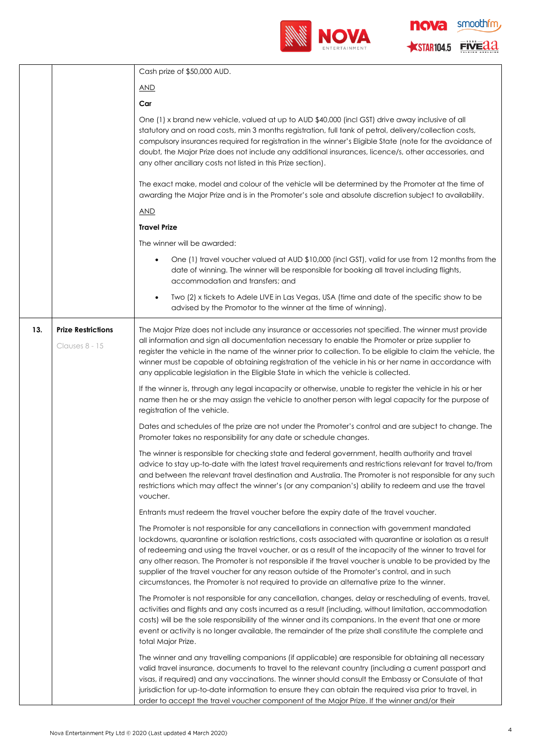| | | |
|---|---|---|
| | | Cash prize of $50,000 AUD.<br><br><u>AND</u><br><br>**Car**<br><br>One (1) x brand new vehicle, valued at up to AUD $40,000 (incl GST) drive away inclusive of all statutory and on road costs, min 3 months registration, full tank of petrol, delivery/collection costs, compulsory insurances required for registration in the winner's Eligible State (note for the avoidance of doubt, the Major Prize does not include any additional insurances, licence/s, other accessories, and any other ancillary costs not listed in this Prize section).<br><br>The exact make, model and colour of the vehicle will be determined by the Promoter at the time of awarding the Major Prize and is in the Promoter's sole and absolute discretion subject to availability.<br><br><u>AND</u><br><br>**Travel Prize**<br><br>The winner will be awarded:<br><br>• One (1) travel voucher valued at AUD $10,000 (incl GST), valid for use from 12 months from the date of winning. The winner will be responsible for booking all travel including flights, accommodation and transfers; and<br><br>• Two (2) x tickets to Adele LIVE in Las Vegas, USA (time and date of the specific show to be advised by the Promotor to the winner at the time of winning). |
| **13.** | **Prize Restrictions**<br><br>Clauses 8 - 15 | The Major Prize does not include any insurance or accessories not specified. The winner must provide all information and sign all documentation necessary to enable the Promoter or prize supplier to register the vehicle in the name of the winner prior to collection. To be eligible to claim the vehicle, the winner must be capable of obtaining registration of the vehicle in his or her name in accordance with any applicable legislation in the Eligible State in which the vehicle is collected.<br><br>If the winner is, through any legal incapacity or otherwise, unable to register the vehicle in his or her name then he or she may assign the vehicle to another person with legal capacity for the purpose of registration of the vehicle.<br><br>Dates and schedules of the prize are not under the Promoter's control and are subject to change. The Promoter takes no responsibility for any date or schedule changes.<br><br>The winner is responsible for checking state and federal government, health authority and travel advice to stay up-to-date with the latest travel requirements and restrictions relevant for travel to/from and between the relevant travel destination and Australia. The Promoter is not responsible for any such restrictions which may affect the winner's (or any companion's) ability to redeem and use the travel voucher.<br><br>Entrants must redeem the travel voucher before the expiry date of the travel voucher.<br><br>The Promoter is not responsible for any cancellations in connection with government mandated lockdowns, quarantine or isolation restrictions, costs associated with quarantine or isolation as a result of redeeming and using the travel voucher, or as a result of the incapacity of the winner to travel for any other reason. The Promoter is not responsible if the travel voucher is unable to be provided by the supplier of the travel voucher for any reason outside of the Promoter's control, and in such circumstances, the Promoter is not required to provide an alternative prize to the winner.<br><br>The Promoter is not responsible for any cancellation, changes, delay or rescheduling of events, travel, activities and flights and any costs incurred as a result (including, without limitation, accommodation costs) will be the sole responsibility of the winner and its companions. In the event that one or more event or activity is no longer available, the remainder of the prize shall constitute the complete and total Major Prize.<br><br>The winner and any travelling companions (if applicable) are responsible for obtaining all necessary valid travel insurance, documents to travel to the relevant country (including a current passport and visas, if required) and any vaccinations. The winner should consult the Embassy or Consulate of that jurisdiction for up-to-date information to ensure they can obtain the required visa prior to travel, in order to accept the travel voucher component of the Major Prize. If the winner and/or their |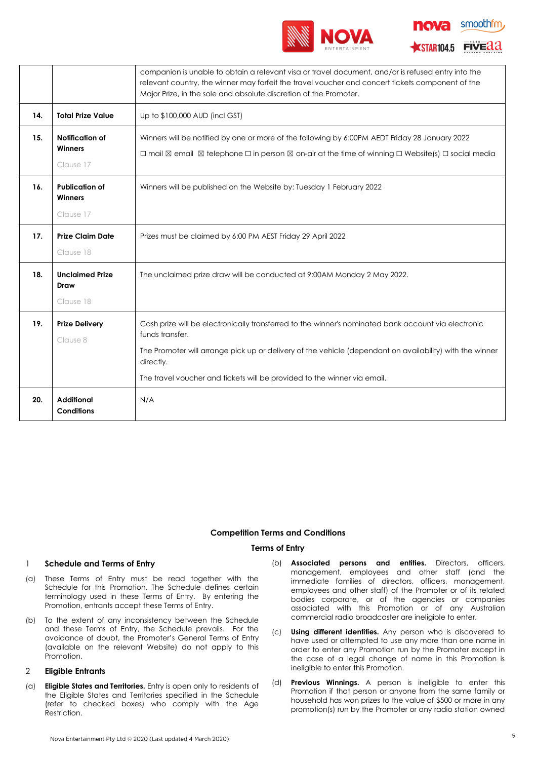| | | |
|---|---|---|
| | | companion is unable to obtain a relevant visa or travel document, and/or is refused entry into the relevant country, the winner may forfeit the travel voucher and concert tickets component of the Major Prize, in the sole and absolute discretion of the Promoter. |
| **14.** | **Total Prize Value** | Up to $100,000 AUD (incl GST) |
| **15.** | **Notification of Winners**<br><br>Clause 17 | Winners will be notified by one or more of the following by 6:00PM AEDT Friday 28 January 2022<br><br>☐ mail ☒ email ☒ telephone ☐ in person ☒ on-air at the time of winning ☐ Website(s) ☐ social media |
| **16.** | **Publication of Winners**<br><br>Clause 17 | Winners will be published on the Website by: Tuesday 1 February 2022 |
| **17.** | **Prize Claim Date**<br><br>Clause 18 | Prizes must be claimed by 6:00 PM AEST Friday 29 April 2022 |
| **18.** | **Unclaimed Prize Draw**<br><br>Clause 18 | The unclaimed prize draw will be conducted at 9:00AM Monday 2 May 2022. |
| **19.** | **Prize Delivery**<br><br>Clause 8 | Cash prize will be electronically transferred to the winner's nominated bank account via electronic funds transfer.<br><br>The Promoter will arrange pick up or delivery of the vehicle (dependant on availability) with the winner directly.<br><br>The travel voucher and tickets will be provided to the winner via email. |
| **20.** | **Additional Conditions** | N/A |

## Competition Terms and Conditions

### Terms of Entry

**1 Schedule and Terms of Entry**

(a) These Terms of Entry must be read together with the Schedule for this Promotion. The Schedule defines certain terminology used in these Terms of Entry. By entering the Promotion, entrants accept these Terms of Entry.

(b) To the extent of any inconsistency between the Schedule and these Terms of Entry, the Schedule prevails. For the avoidance of doubt, the Promoter's General Terms of Entry (available on the relevant Website) do not apply to this Promotion.

**2 Eligible Entrants**

(a) **Eligible States and Territories.** Entry is open only to residents of the Eligible States and Territories specified in the Schedule (refer to checked boxes) who comply with the Age Restriction.

(b) **Associated persons and entities.** Directors, officers, management, employees and other staff (and the immediate families of directors, officers, management, employees and other staff) of the Promoter or of its related bodies corporate, or of the agencies or companies associated with this Promotion or of any Australian commercial radio broadcaster are ineligible to enter.

(c) **Using different identities.** Any person who is discovered to have used or attempted to use any more than one name in order to enter any Promotion run by the Promoter except in the case of a legal change of name in this Promotion is ineligible to enter this Promotion.

(d) **Previous Winnings.** A person is ineligible to enter this Promotion if that person or anyone from the same family or household has won prizes to the value of $500 or more in any promotion(s) run by the Promoter or any radio station owned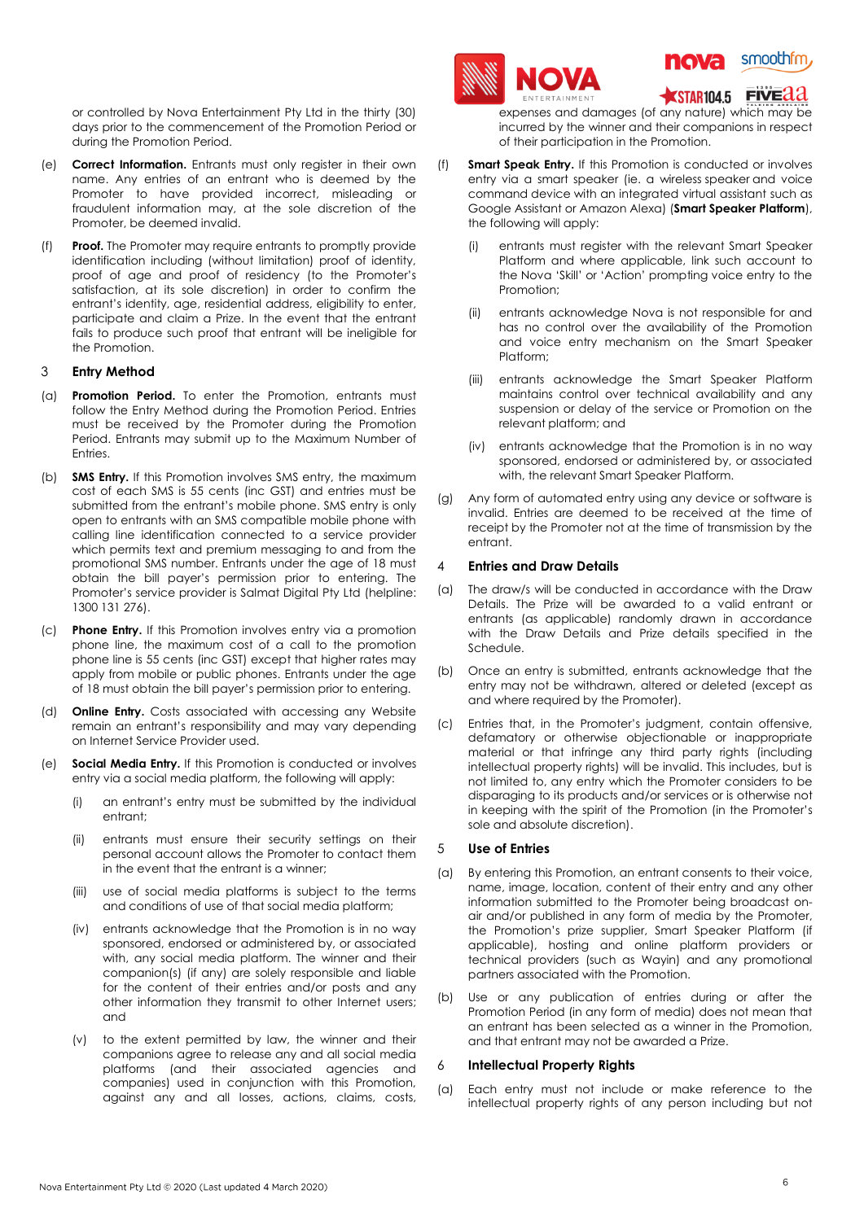or controlled by Nova Entertainment Pty Ltd in the thirty (30) days prior to the commencement of the Promotion Period or during the Promotion Period.

(e) **Correct Information.** Entrants must only register in their own name. Any entries of an entrant who is deemed by the Promoter to have provided incorrect, misleading or fraudulent information may, at the sole discretion of the Promoter, be deemed invalid.

(f) **Proof.** The Promoter may require entrants to promptly provide identification including (without limitation) proof of identity, proof of age and proof of residency (to the Promoter's satisfaction, at its sole discretion) in order to confirm the entrant's identity, age, residential address, eligibility to enter, participate and claim a Prize. In the event that the entrant fails to produce such proof that entrant will be ineligible for the Promotion.

## 3 Entry Method

(a) **Promotion Period.** To enter the Promotion, entrants must follow the Entry Method during the Promotion Period. Entries must be received by the Promoter during the Promotion Period. Entrants may submit up to the Maximum Number of Entries.

(b) **SMS Entry.** If this Promotion involves SMS entry, the maximum cost of each SMS is 55 cents (inc GST) and entries must be submitted from the entrant's mobile phone. SMS entry is only open to entrants with an SMS compatible mobile phone with calling line identification connected to a service provider which permits text and premium messaging to and from the promotional SMS number. Entrants under the age of 18 must obtain the bill payer's permission prior to entering. The Promoter's service provider is Salmat Digital Pty Ltd (helpline: 1300 131 276).

(c) **Phone Entry.** If this Promotion involves entry via a promotion phone line, the maximum cost of a call to the promotion phone line is 55 cents (inc GST) except that higher rates may apply from mobile or public phones. Entrants under the age of 18 must obtain the bill payer's permission prior to entering.

(d) **Online Entry.** Costs associated with accessing any Website remain an entrant's responsibility and may vary depending on Internet Service Provider used.

(e) **Social Media Entry.** If this Promotion is conducted or involves entry via a social media platform, the following will apply:

(i) an entrant's entry must be submitted by the individual entrant;

(ii) entrants must ensure their security settings on their personal account allows the Promoter to contact them in the event that the entrant is a winner;

(iii) use of social media platforms is subject to the terms and conditions of use of that social media platform;

(iv) entrants acknowledge that the Promotion is in no way sponsored, endorsed or administered by, or associated with, any social media platform. The winner and their companion(s) (if any) are solely responsible and liable for the content of their entries and/or posts and any other information they transmit to other Internet users; and

(v) to the extent permitted by law, the winner and their companions agree to release any and all social media platforms (and their associated agencies and companies) used in conjunction with this Promotion, against any and all losses, actions, claims, costs, expenses and damages (of any nature) which may be incurred by the winner and their companions in respect of their participation in the Promotion.

(f) **Smart Speak Entry.** If this Promotion is conducted or involves entry via a smart speaker (ie. a wireless speaker and voice command device with an integrated virtual assistant such as Google Assistant or Amazon Alexa) (**Smart Speaker Platform**), the following will apply:

(i) entrants must register with the relevant Smart Speaker Platform and where applicable, link such account to the Nova 'Skill' or 'Action' prompting voice entry to the Promotion;

(ii) entrants acknowledge Nova is not responsible for and has no control over the availability of the Promotion and voice entry mechanism on the Smart Speaker Platform;

(iii) entrants acknowledge the Smart Speaker Platform maintains control over technical availability and any suspension or delay of the service or Promotion on the relevant platform; and

(iv) entrants acknowledge that the Promotion is in no way sponsored, endorsed or administered by, or associated with, the relevant Smart Speaker Platform.

(g) Any form of automated entry using any device or software is invalid. Entries are deemed to be received at the time of receipt by the Promoter not at the time of transmission by the entrant.

## 4 Entries and Draw Details

(a) The draw/s will be conducted in accordance with the Draw Details. The Prize will be awarded to a valid entrant or entrants (as applicable) randomly drawn in accordance with the Draw Details and Prize details specified in the Schedule.

(b) Once an entry is submitted, entrants acknowledge that the entry may not be withdrawn, altered or deleted (except as and where required by the Promoter).

(c) Entries that, in the Promoter's judgment, contain offensive, defamatory or otherwise objectionable or inappropriate material or that infringe any third party rights (including intellectual property rights) will be invalid. This includes, but is not limited to, any entry which the Promoter considers to be disparaging to its products and/or services or is otherwise not in keeping with the spirit of the Promotion (in the Promoter's sole and absolute discretion).

## 5 Use of Entries

(a) By entering this Promotion, an entrant consents to their voice, name, image, location, content of their entry and any other information submitted to the Promoter being broadcast on-air and/or published in any form of media by the Promoter, the Promotion's prize supplier, Smart Speaker Platform (if applicable), hosting and online platform providers or technical providers (such as Wayin) and any promotional partners associated with the Promotion.

(b) Use or any publication of entries during or after the Promotion Period (in any form of media) does not mean that an entrant has been selected as a winner in the Promotion, and that entrant may not be awarded a Prize.

## 6 Intellectual Property Rights

(a) Each entry must not include or make reference to the intellectual property rights of any person including but not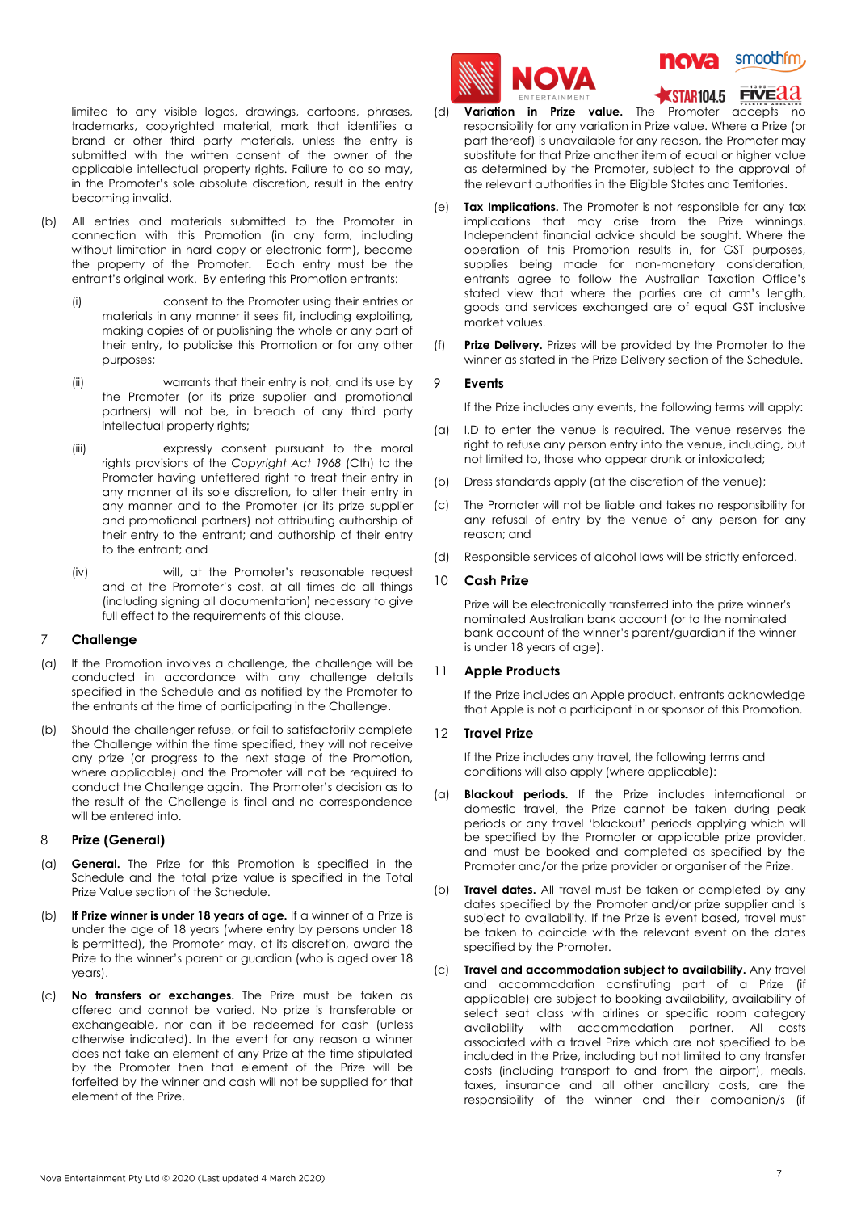limited to any visible logos, drawings, cartoons, phrases, trademarks, copyrighted material, mark that identifies a brand or other third party materials, unless the entry is submitted with the written consent of the owner of the applicable intellectual property rights. Failure to do so may, in the Promoter's sole absolute discretion, result in the entry becoming invalid.

(b) All entries and materials submitted to the Promoter in connection with this Promotion (in any form, including without limitation in hard copy or electronic form), become the property of the Promoter. Each entry must be the entrant's original work. By entering this Promotion entrants:

(i) consent to the Promoter using their entries or materials in any manner it sees fit, including exploiting, making copies of or publishing the whole or any part of their entry, to publicise this Promotion or for any other purposes;

(ii) warrants that their entry is not, and its use by the Promoter (or its prize supplier and promotional partners) will not be, in breach of any third party intellectual property rights;

(iii) expressly consent pursuant to the moral rights provisions of the *Copyright Act 1968* (Cth) to the Promoter having unfettered right to treat their entry in any manner at its sole discretion, to alter their entry in any manner and to the Promoter (or its prize supplier and promotional partners) not attributing authorship of their entry to the entrant; and authorship of their entry to the entrant; and

(iv) will, at the Promoter's reasonable request and at the Promoter's cost, at all times do all things (including signing all documentation) necessary to give full effect to the requirements of this clause.

## 7 Challenge

(a) If the Promotion involves a challenge, the challenge will be conducted in accordance with any challenge details specified in the Schedule and as notified by the Promoter to the entrants at the time of participating in the Challenge.

(b) Should the challenger refuse, or fail to satisfactorily complete the Challenge within the time specified, they will not receive any prize (or progress to the next stage of the Promotion, where applicable) and the Promoter will not be required to conduct the Challenge again. The Promoter's decision as to the result of the Challenge is final and no correspondence will be entered into.

## 8 Prize (General)

(a) **General.** The Prize for this Promotion is specified in the Schedule and the total prize value is specified in the Total Prize Value section of the Schedule.

(b) **If Prize winner is under 18 years of age.** If a winner of a Prize is under the age of 18 years (where entry by persons under 18 is permitted), the Promoter may, at its discretion, award the Prize to the winner's parent or guardian (who is aged over 18 years).

(c) **No transfers or exchanges.** The Prize must be taken as offered and cannot be varied. No prize is transferable or exchangeable, nor can it be redeemed for cash (unless otherwise indicated). In the event for any reason a winner does not take an element of any Prize at the time stipulated by the Promoter then that element of the Prize will be forfeited by the winner and cash will not be supplied for that element of the Prize.

(d) **Variation in Prize value.** The Promoter accepts no responsibility for any variation in Prize value. Where a Prize (or part thereof) is unavailable for any reason, the Promoter may substitute for that Prize another item of equal or higher value as determined by the Promoter, subject to the approval of the relevant authorities in the Eligible States and Territories.

(e) **Tax Implications.** The Promoter is not responsible for any tax implications that may arise from the Prize winnings. Independent financial advice should be sought. Where the operation of this Promotion results in, for GST purposes, supplies being made for non-monetary consideration, entrants agree to follow the Australian Taxation Office's stated view that where the parties are at arm's length, goods and services exchanged are of equal GST inclusive market values.

(f) **Prize Delivery.** Prizes will be provided by the Promoter to the winner as stated in the Prize Delivery section of the Schedule.

## 9 Events

If the Prize includes any events, the following terms will apply:

(a) I.D to enter the venue is required. The venue reserves the right to refuse any person entry into the venue, including, but not limited to, those who appear drunk or intoxicated;

(b) Dress standards apply (at the discretion of the venue);

(c) The Promoter will not be liable and takes no responsibility for any refusal of entry by the venue of any person for any reason; and

(d) Responsible services of alcohol laws will be strictly enforced.

## 10 Cash Prize

Prize will be electronically transferred into the prize winner's nominated Australian bank account (or to the nominated bank account of the winner's parent/guardian if the winner is under 18 years of age).

## 11 Apple Products

If the Prize includes an Apple product, entrants acknowledge that Apple is not a participant in or sponsor of this Promotion.

## 12 Travel Prize

If the Prize includes any travel, the following terms and conditions will also apply (where applicable):

(a) **Blackout periods.** If the Prize includes international or domestic travel, the Prize cannot be taken during peak periods or any travel 'blackout' periods applying which will be specified by the Promoter or applicable prize provider, and must be booked and completed as specified by the Promoter and/or the prize provider or organiser of the Prize.

(b) **Travel dates.** All travel must be taken or completed by any dates specified by the Promoter and/or prize supplier and is subject to availability. If the Prize is event based, travel must be taken to coincide with the relevant event on the dates specified by the Promoter.

(c) **Travel and accommodation subject to availability.** Any travel and accommodation constituting part of a Prize (if applicable) are subject to booking availability, availability of select seat class with airlines or specific room category availability with accommodation partner. All costs associated with a travel Prize which are not specified to be included in the Prize, including but not limited to any transfer costs (including transport to and from the airport), meals, taxes, insurance and all other ancillary costs, are the responsibility of the winner and their companion/s (if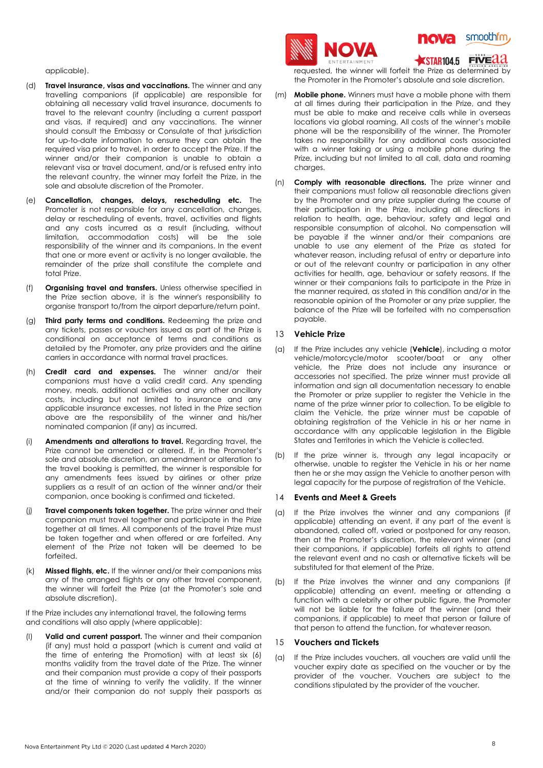applicable).

(d) **Travel insurance, visas and vaccinations.** The winner and any travelling companions (if applicable) are responsible for obtaining all necessary valid travel insurance, documents to travel to the relevant country (including a current passport and visas, if required) and any vaccinations. The winner should consult the Embassy or Consulate of that jurisdiction for up-to-date information to ensure they can obtain the required visa prior to travel, in order to accept the Prize. If the winner and/or their companion is unable to obtain a relevant visa or travel document, and/or is refused entry into the relevant country, the winner may forfeit the Prize, in the sole and absolute discretion of the Promoter.

(e) **Cancellation, changes, delays, rescheduling etc.** The Promoter is not responsible for any cancellation, changes, delay or rescheduling of events, travel, activities and flights and any costs incurred as a result (including, without limitation, accommodation costs) will be the sole responsibility of the winner and its companions. In the event that one or more event or activity is no longer available, the remainder of the prize shall constitute the complete and total Prize.

(f) **Organising travel and transfers.** Unless otherwise specified in the Prize section above, it is the winner's responsibility to organise transport to/from the airport departure/return point.

(g) **Third party terms and conditions.** Redeeming the prize and any tickets, passes or vouchers issued as part of the Prize is conditional on acceptance of terms and conditions as detailed by the Promoter, any prize providers and the airline carriers in accordance with normal travel practices.

(h) **Credit card and expenses.** The winner and/or their companions must have a valid credit card. Any spending money, meals, additional activities and any other ancillary costs, including but not limited to insurance and any applicable insurance excesses, not listed in the Prize section above are the responsibility of the winner and his/her nominated companion (if any) as incurred.

(i) **Amendments and alterations to travel.** Regarding travel, the Prize cannot be amended or altered. If, in the Promoter's sole and absolute discretion, an amendment or alteration to the travel booking is permitted, the winner is responsible for any amendments fees issued by airlines or other prize suppliers as a result of an action of the winner and/or their companion, once booking is confirmed and ticketed.

(j) **Travel components taken together.** The prize winner and their companion must travel together and participate in the Prize together at all times. All components of the travel Prize must be taken together and when offered or are forfeited. Any element of the Prize not taken will be deemed to be forfeited.

(k) **Missed flights, etc.** If the winner and/or their companions miss any of the arranged flights or any other travel component, the winner will forfeit the Prize (at the Promoter's sole and absolute discretion).

If the Prize includes any international travel, the following terms and conditions will also apply (where applicable):

(l) **Valid and current passport.** The winner and their companion (if any) must hold a passport (which is current and valid at the time of entering the Promotion) with at least six (6) months validity from the travel date of the Prize. The winner and their companion must provide a copy of their passports at the time of winning to verify the validity. If the winner and/or their companion do not supply their passports as requested, the winner will forfeit the Prize as determined by the Promoter in the Promoter's absolute and sole discretion.

(m) **Mobile phone.** Winners must have a mobile phone with them at all times during their participation in the Prize, and they must be able to make and receive calls while in overseas locations via global roaming. All costs of the winner's mobile phone will be the responsibility of the winner. The Promoter takes no responsibility for any additional costs associated with a winner taking or using a mobile phone during the Prize, including but not limited to all call, data and roaming charges.

(n) **Comply with reasonable directions.** The prize winner and their companions must follow all reasonable directions given by the Promoter and any prize supplier during the course of their participation in the Prize, including all directions in relation to health, age, behaviour, safety and legal and responsible consumption of alcohol. No compensation will be payable if the winner and/or their companions are unable to use any element of the Prize as stated for whatever reason, including refusal of entry or departure into or out of the relevant country or participation in any other activities for health, age, behaviour or safety reasons. If the winner or their companions fails to participate in the Prize in the manner required, as stated in this condition and/or in the reasonable opinion of the Promoter or any prize supplier, the balance of the Prize will be forfeited with no compensation payable.

## 13 Vehicle Prize

(a) If the Prize includes any vehicle (**Vehicle**), including a motor vehicle/motorcycle/motor scooter/boat or any other vehicle, the Prize does not include any insurance or accessories not specified. The prize winner must provide all information and sign all documentation necessary to enable the Promoter or prize supplier to register the Vehicle in the name of the prize winner prior to collection. To be eligible to claim the Vehicle, the prize winner must be capable of obtaining registration of the Vehicle in his or her name in accordance with any applicable legislation in the Eligible States and Territories in which the Vehicle is collected.

(b) If the prize winner is, through any legal incapacity or otherwise, unable to register the Vehicle in his or her name then he or she may assign the Vehicle to another person with legal capacity for the purpose of registration of the Vehicle.

## 14 Events and Meet & Greets

(a) If the Prize involves the winner and any companions (if applicable) attending an event, if any part of the event is abandoned, called off, varied or postponed for any reason, then at the Promoter's discretion, the relevant winner (and their companions, if applicable) forfeits all rights to attend the relevant event and no cash or alternative tickets will be substituted for that element of the Prize.

(b) If the Prize involves the winner and any companions (if applicable) attending an event, meeting or attending a function with a celebrity or other public figure, the Promoter will not be liable for the failure of the winner (and their companions, if applicable) to meet that person or failure of that person to attend the function, for whatever reason.

## 15 Vouchers and Tickets

(a) If the Prize includes vouchers, all vouchers are valid until the voucher expiry date as specified on the voucher or by the provider of the voucher. Vouchers are subject to the conditions stipulated by the provider of the voucher.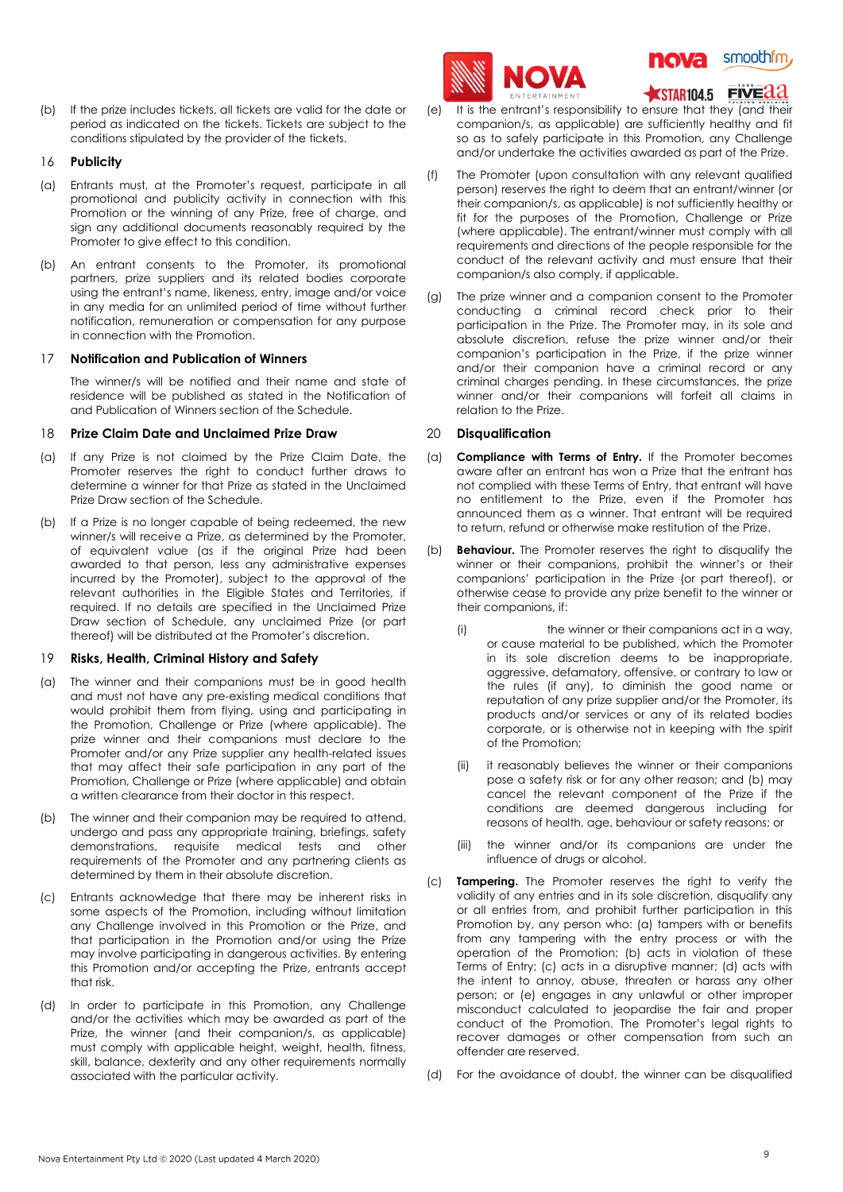(b) If the prize includes tickets, all tickets are valid for the date or period as indicated on the tickets. Tickets are subject to the conditions stipulated by the provider of the tickets.

## 16 Publicity

(a) Entrants must, at the Promoter's request, participate in all promotional and publicity activity in connection with this Promotion or the winning of any Prize, free of charge, and sign any additional documents reasonably required by the Promoter to give effect to this condition.

(b) An entrant consents to the Promoter, its promotional partners, prize suppliers and its related bodies corporate using the entrant's name, likeness, entry, image and/or voice in any media for an unlimited period of time without further notification, remuneration or compensation for any purpose in connection with the Promotion.

## 17 Notification and Publication of Winners

The winner/s will be notified and their name and state of residence will be published as stated in the Notification of and Publication of Winners section of the Schedule.

## 18 Prize Claim Date and Unclaimed Prize Draw

(a) If any Prize is not claimed by the Prize Claim Date, the Promoter reserves the right to conduct further draws to determine a winner for that Prize as stated in the Unclaimed Prize Draw section of the Schedule.

(b) If a Prize is no longer capable of being redeemed, the new winner/s will receive a Prize, as determined by the Promoter, of equivalent value (as if the original Prize had been awarded to that person, less any administrative expenses incurred by the Promoter), subject to the approval of the relevant authorities in the Eligible States and Territories, if required. If no details are specified in the Unclaimed Prize Draw section of Schedule, any unclaimed Prize (or part thereof) will be distributed at the Promoter's discretion.

## 19 Risks, Health, Criminal History and Safety

(a) The winner and their companions must be in good health and must not have any pre-existing medical conditions that would prohibit them from flying, using and participating in the Promotion, Challenge or Prize (where applicable). The prize winner and their companions must declare to the Promoter and/or any Prize supplier any health-related issues that may affect their safe participation in any part of the Promotion, Challenge or Prize (where applicable) and obtain a written clearance from their doctor in this respect.

(b) The winner and their companion may be required to attend, undergo and pass any appropriate training, briefings, safety demonstrations, requisite medical tests and other requirements of the Promoter and any partnering clients as determined by them in their absolute discretion.

(c) Entrants acknowledge that there may be inherent risks in some aspects of the Promotion, including without limitation any Challenge involved in this Promotion or the Prize, and that participation in the Promotion and/or using the Prize may involve participating in dangerous activities. By entering this Promotion and/or accepting the Prize, entrants accept that risk.

(d) In order to participate in this Promotion, any Challenge and/or the activities which may be awarded as part of the Prize, the winner (and their companion/s, as applicable) must comply with applicable height, weight, health, fitness, skill, balance, dexterity and any other requirements normally associated with the particular activity.

(e) It is the entrant's responsibility to ensure that they (and their companion/s, as applicable) are sufficiently healthy and fit so as to safely participate in this Promotion, any Challenge and/or undertake the activities awarded as part of the Prize.

(f) The Promoter (upon consultation with any relevant qualified person) reserves the right to deem that an entrant/winner (or their companion/s, as applicable) is not sufficiently healthy or fit for the purposes of the Promotion, Challenge or Prize (where applicable). The entrant/winner must comply with all requirements and directions of the people responsible for the conduct of the relevant activity and must ensure that their companion/s also comply, if applicable.

(g) The prize winner and a companion consent to the Promoter conducting a criminal record check prior to their participation in the Prize. The Promoter may, in its sole and absolute discretion, refuse the prize winner and/or their companion's participation in the Prize, if the prize winner and/or their companion have a criminal record or any criminal charges pending. In these circumstances, the prize winner and/or their companions will forfeit all claims in relation to the Prize.

## 20 Disqualification

(a) **Compliance with Terms of Entry.** If the Promoter becomes aware after an entrant has won a Prize that the entrant has not complied with these Terms of Entry, that entrant will have no entitlement to the Prize, even if the Promoter has announced them as a winner. That entrant will be required to return, refund or otherwise make restitution of the Prize.

(b) **Behaviour.** The Promoter reserves the right to disqualify the winner or their companions, prohibit the winner's or their companions' participation in the Prize (or part thereof), or otherwise cease to provide any prize benefit to the winner or their companions, if:

(i) the winner or their companions act in a way, or cause material to be published, which the Promoter in its sole discretion deems to be inappropriate, aggressive, defamatory, offensive, or contrary to law or the rules (if any), to diminish the good name or reputation of any prize supplier and/or the Promoter, its products and/or services or any of its related bodies corporate, or is otherwise not in keeping with the spirit of the Promotion;

(ii) it reasonably believes the winner or their companions pose a safety risk or for any other reason; and (b) may cancel the relevant component of the Prize if the conditions are deemed dangerous including for reasons of health, age, behaviour or safety reasons; or

(iii) the winner and/or its companions are under the influence of drugs or alcohol.

(c) **Tampering.** The Promoter reserves the right to verify the validity of any entries and in its sole discretion, disqualify any or all entries from, and prohibit further participation in this Promotion by, any person who: (a) tampers with or benefits from any tampering with the entry process or with the operation of the Promotion; (b) acts in violation of these Terms of Entry; (c) acts in a disruptive manner; (d) acts with the intent to annoy, abuse, threaten or harass any other person; or (e) engages in any unlawful or other improper misconduct calculated to jeopardise the fair and proper conduct of the Promotion. The Promoter's legal rights to recover damages or other compensation from such an offender are reserved.

(d) For the avoidance of doubt, the winner can be disqualified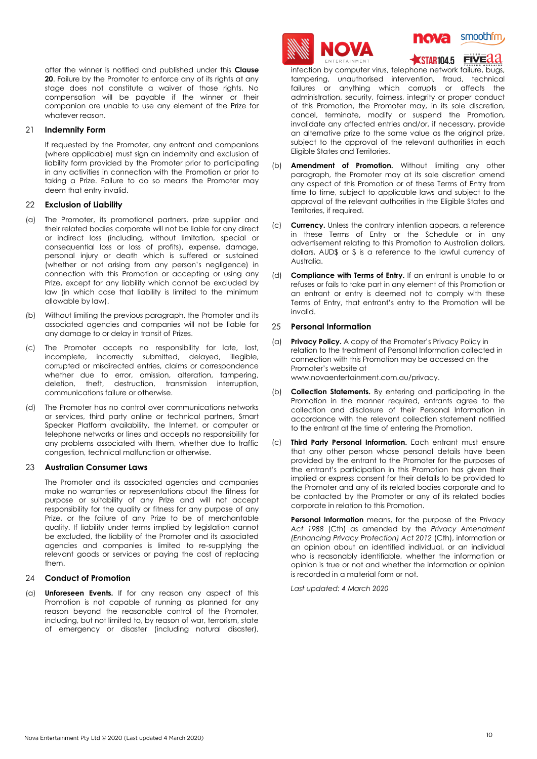after the winner is notified and published under this **Clause 20**. Failure by the Promoter to enforce any of its rights at any stage does not constitute a waiver of those rights. No compensation will be payable if the winner or their companion are unable to use any element of the Prize for whatever reason.

## 21 Indemnity Form

If requested by the Promoter, any entrant and companions (where applicable) must sign an indemnity and exclusion of liability form provided by the Promoter prior to participating in any activities in connection with the Promotion or prior to taking a Prize. Failure to do so means the Promoter may deem that entry invalid.

## 22 Exclusion of Liability

(a) The Promoter, its promotional partners, prize supplier and their related bodies corporate will not be liable for any direct or indirect loss (including, without limitation, special or consequential loss or loss of profits), expense, damage, personal injury or death which is suffered or sustained (whether or not arising from any person's negligence) in connection with this Promotion or accepting or using any Prize, except for any liability which cannot be excluded by law (in which case that liability is limited to the minimum allowable by law).

(b) Without limiting the previous paragraph, the Promoter and its associated agencies and companies will not be liable for any damage to or delay in transit of Prizes.

(c) The Promoter accepts no responsibility for late, lost, incomplete, incorrectly submitted, delayed, illegible, corrupted or misdirected entries, claims or correspondence whether due to error, omission, alteration, tampering, deletion, theft, destruction, transmission interruption, communications failure or otherwise.

(d) The Promoter has no control over communications networks or services, third party online or technical partners, Smart Speaker Platform availability, the Internet, or computer or telephone networks or lines and accepts no responsibility for any problems associated with them, whether due to traffic congestion, technical malfunction or otherwise.

## 23 Australian Consumer Laws

The Promoter and its associated agencies and companies make no warranties or representations about the fitness for purpose or suitability of any Prize and will not accept responsibility for the quality or fitness for any purpose of any Prize, or the failure of any Prize to be of merchantable quality. If liability under terms implied by legislation cannot be excluded, the liability of the Promoter and its associated agencies and companies is limited to re-supplying the relevant goods or services or paying the cost of replacing them.

## 24 Conduct of Promotion

(a) **Unforeseen Events.** If for any reason any aspect of this Promotion is not capable of running as planned for any reason beyond the reasonable control of the Promoter, including, but not limited to, by reason of war, terrorism, state of emergency or disaster (including natural disaster), infection by computer virus, telephone network failure, bugs, tampering, unauthorised intervention, fraud, technical failures or anything which corrupts or affects the administration, security, fairness, integrity or proper conduct of this Promotion, the Promoter may, in its sole discretion, cancel, terminate, modify or suspend the Promotion, invalidate any affected entries and/or, if necessary, provide an alternative prize to the same value as the original prize, subject to the approval of the relevant authorities in each Eligible States and Territories.

(b) **Amendment of Promotion.** Without limiting any other paragraph, the Promoter may at its sole discretion amend any aspect of this Promotion or of these Terms of Entry from time to time, subject to applicable laws and subject to the approval of the relevant authorities in the Eligible States and Territories, if required.

(c) **Currency.** Unless the contrary intention appears, a reference in these Terms of Entry or the Schedule or in any advertisement relating to this Promotion to Australian dollars, dollars, AUD$ or $ is a reference to the lawful currency of Australia.

(d) **Compliance with Terms of Entry.** If an entrant is unable to or refuses or fails to take part in any element of this Promotion or an entrant or entry is deemed not to comply with these Terms of Entry, that entrant's entry to the Promotion will be invalid.

## 25 Personal Information

(a) **Privacy Policy.** A copy of the Promoter's Privacy Policy in relation to the treatment of Personal Information collected in connection with this Promotion may be accessed on the Promoter's website at www.novaentertainment.com.au/privacy.

(b) **Collection Statements.** By entering and participating in the Promotion in the manner required, entrants agree to the collection and disclosure of their Personal Information in accordance with the relevant collection statement notified to the entrant at the time of entering the Promotion.

(c) **Third Party Personal Information.** Each entrant must ensure that any other person whose personal details have been provided by the entrant to the Promoter for the purposes of the entrant's participation in this Promotion has given their implied or express consent for their details to be provided to the Promoter and any of its related bodies corporate and to be contacted by the Promoter or any of its related bodies corporate in relation to this Promotion.

**Personal Information** means, for the purpose of the *Privacy Act 1988* (Cth) as amended by the *Privacy Amendment (Enhancing Privacy Protection) Act 2012* (Cth), information or an opinion about an identified individual, or an individual who is reasonably identifiable, whether the information or opinion is true or not and whether the information or opinion is recorded in a material form or not.

*Last updated: 4 March 2020*